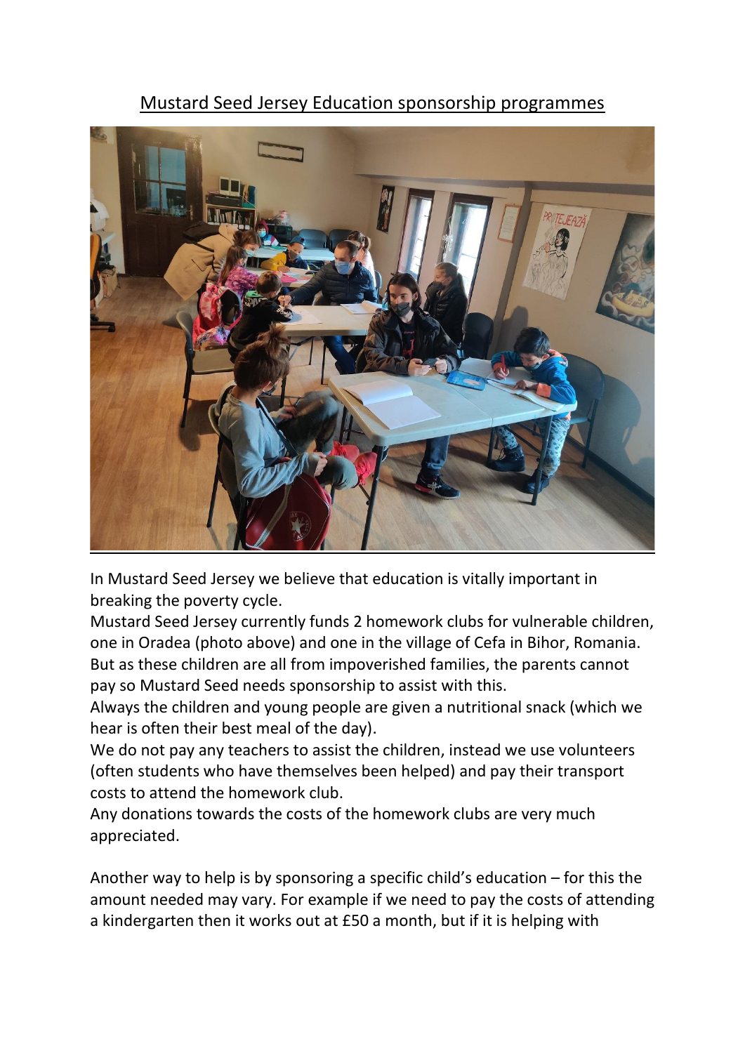# Mustard Seed Jersey Education sponsorship programmes

In Mustard Seed Jersey we believe that education is vitally important in breaking the poverty cycle.

Mustard Seed Jersey currently funds 2 homework clubs for vulnerable children, one in Oradea (photo above) and one in the village of Cefa in Bihor, Romania. But as these children are all from impoverished families, the parents cannot pay so Mustard Seed needs sponsorship to assist with this.

Always the children and young people are given a nutritional snack (which we hear is often their best meal of the day).

We do not pay any teachers to assist the children, instead we use volunteers (often students who have themselves been helped) and pay their transport costs to attend the homework club.

Any donations towards the costs of the homework clubs are very much appreciated.

Another way to help is by sponsoring a specific child's education – for this the amount needed may vary. For example if we need to pay the costs of attending a kindergarten then it works out at £50 a month, but if it is helping with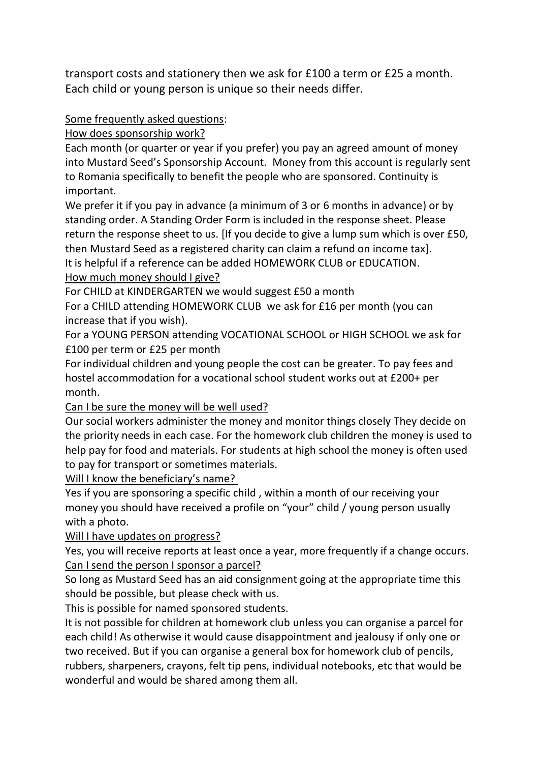transport costs and stationery then we ask for £100 a term or £25 a month. Each child or young person is unique so their needs differ.

<u>Some frequently asked questions</u>:

<u>How does sponsorship work?</u>

Each month (or quarter or year if you prefer) you pay an agreed amount of money into Mustard Seed's Sponsorship Account. Money from this account is regularly sent to Romania specifically to benefit the people who are sponsored. Continuity is important.

We prefer it if you pay in advance (a minimum of 3 or 6 months in advance) or by standing order. A Standing Order Form is included in the response sheet. Please return the response sheet to us. [If you decide to give a lump sum which is over £50, then Mustard Seed as a registered charity can claim a refund on income tax].

It is helpful if a reference can be added HOMEWORK CLUB or EDUCATION.

<u>How much money should I give?</u>

For CHILD at KINDERGARTEN we would suggest £50 a month

For a CHILD attending HOMEWORK CLUB we ask for £16 per month (you can increase that if you wish).

For a YOUNG PERSON attending VOCATIONAL SCHOOL or HIGH SCHOOL we ask for £100 per term or £25 per month

For individual children and young people the cost can be greater. To pay fees and hostel accommodation for a vocational school student works out at £200+ per month.

<u>Can I be sure the money will be well used?</u>

Our social workers administer the money and monitor things closely They decide on the priority needs in each case. For the homework club children the money is used to help pay for food and materials. For students at high school the money is often used to pay for transport or sometimes materials.

<u>Will I know the beneficiary's name?</u>

Yes if you are sponsoring a specific child , within a month of our receiving your money you should have received a profile on "your" child / young person usually with a photo.

<u>Will I have updates on progress?</u>

Yes, you will receive reports at least once a year, more frequently if a change occurs.

<u>Can I send the person I sponsor a parcel?</u>

So long as Mustard Seed has an aid consignment going at the appropriate time this should be possible, but please check with us.

This is possible for named sponsored students.

It is not possible for children at homework club unless you can organise a parcel for each child! As otherwise it would cause disappointment and jealousy if only one or two received. But if you can organise a general box for homework club of pencils, rubbers, sharpeners, crayons, felt tip pens, individual notebooks, etc that would be wonderful and would be shared among them all.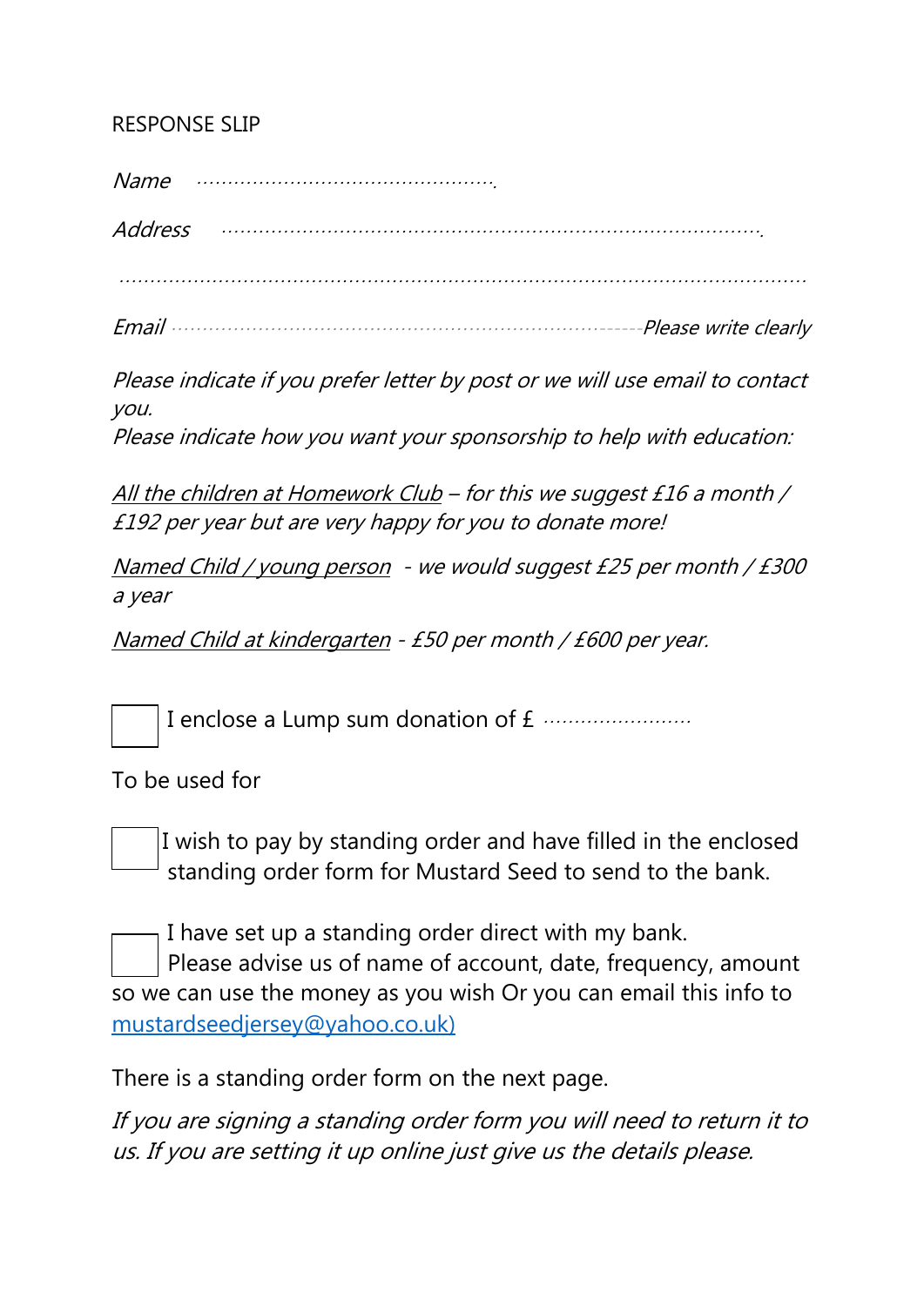RESPONSE SLIP

*Name* …………………………………………….

*Address* …………………………………………………………………………….

…………………………………………………………………………………………………

*Email* ………………………………………………………………------*Please write clearly*

*Please indicate if you prefer letter by post or we will use email to contact you.*
*Please indicate how you want your sponsorship to help with education:*

*<u>All the children at Homework Club</u> – for this we suggest £16 a month / £192 per year but are very happy for you to donate more!*

*<u>Named Child / young person</u> - we would suggest £25 per month / £300 a year*

*<u>Named Child at kindergarten</u> - £50 per month / £600 per year.*

☐ I enclose a Lump sum donation of £ ……………………

To be used for

☐ I wish to pay by standing order and have filled in the enclosed standing order form for Mustard Seed to send to the bank.

☐ I have set up a standing order direct with my bank.
Please advise us of name of account, date, frequency, amount so we can use the money as you wish Or you can email this info to mustardseedjersey@yahoo.co.uk)

There is a standing order form on the next page.

*If you are signing a standing order form you will need to return it to us. If you are setting it up online just give us the details please.*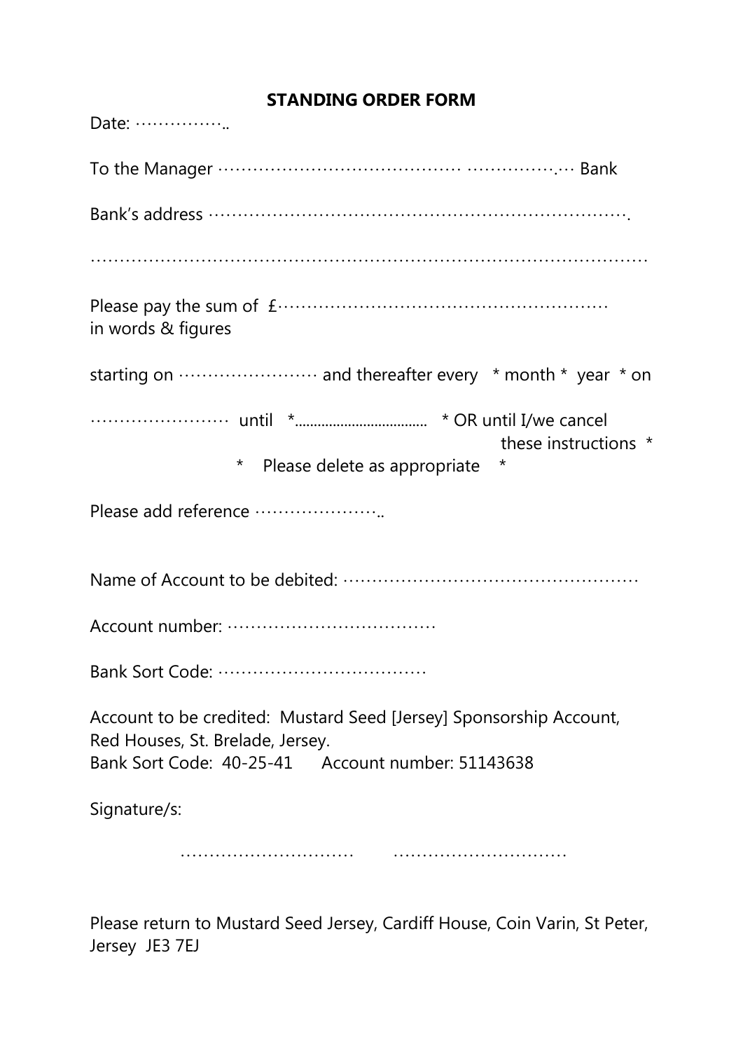**STANDING ORDER FORM**

Date: ……………..

To the Manager …………………………………… …………….… Bank

Bank's address ……………………………………………………………….

………………………………………………………………………………………

Please pay the sum of £……………………………………………………
in words & figures

starting on …………………… and thereafter every * month * year * on

…………………… until *................................... * OR until I/we cancel these instructions *

\* Please delete as appropriate *

Please add reference …………………..

Name of Account to be debited: ……………………………………………

Account number: ………………………………

Bank Sort Code: ………………………………

Account to be credited: Mustard Seed [Jersey] Sponsorship Account, Red Houses, St. Brelade, Jersey.
Bank Sort Code: 40-25-41 Account number: 51143638

Signature/s:

………………………… …………………………

Please return to Mustard Seed Jersey, Cardiff House, Coin Varin, St Peter, Jersey JE3 7EJ